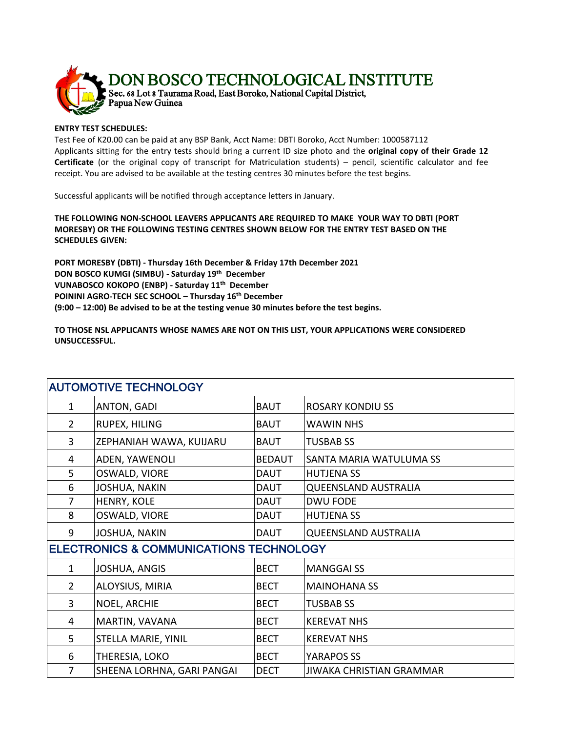# DON BOSCO TECHNOLOGICAL INSTITUTE

Sec. 68 Lot 8 Taurama Road, East Boroko, National Capital District, Papua New Guinea

**ENTRY TEST SCHEDULES:**

Test Fee of K20.00 can be paid at any BSP Bank, Acct Name: DBTI Boroko, Acct Number: 1000587112

Applicants sitting for the entry tests should bring a current ID size photo and the **original copy of their Grade 12 Certificate** (or the original copy of transcript for Matriculation students) – pencil, scientific calculator and fee receipt. You are advised to be available at the testing centres 30 minutes before the test begins.

Successful applicants will be notified through acceptance letters in January.

**THE FOLLOWING NON-SCHOOL LEAVERS APPLICANTS ARE REQUIRED TO MAKE YOUR WAY TO DBTI (PORT MORESBY) OR THE FOLLOWING TESTING CENTRES SHOWN BELOW FOR THE ENTRY TEST BASED ON THE SCHEDULES GIVEN:**

**PORT MORESBY (DBTI) - Thursday 16th December & Friday 17th December 2021**
**DON BOSCO KUMGI (SIMBU) - Saturday 19th December**
**VUNABOSCO KOKOPO (ENBP) - Saturday 11th December**
**POININI AGRO-TECH SEC SCHOOL – Thursday 16th December**
**(9:00 – 12:00) Be advised to be at the testing venue 30 minutes before the test begins.**

**TO THOSE NSL APPLICANTS WHOSE NAMES ARE NOT ON THIS LIST, YOUR APPLICATIONS WERE CONSIDERED UNSUCCESSFUL.**

| AUTOMOTIVE TECHNOLOGY | | | |
|---|---|---|---|
| 1 | ANTON, GADI | BAUT | ROSARY KONDIU SS |
| 2 | RUPEX, HILING | BAUT | WAWIN NHS |
| 3 | ZEPHANIAH WAWA, KUIJARU | BAUT | TUSBAB SS |
| 4 | ADEN, YAWENOLI | BEDAUT | SANTA MARIA WATULUMA SS |
| 5 | OSWALD, VIORE | DAUT | HUTJENA SS |
| 6 | JOSHUA, NAKIN | DAUT | QUEENSLAND AUSTRALIA |
| 7 | HENRY, KOLE | DAUT | DWU FODE |
| 8 | OSWALD, VIORE | DAUT | HUTJENA SS |
| 9 | JOSHUA, NAKIN | DAUT | QUEENSLAND AUSTRALIA |
| **ELECTRONICS & COMMUNICATIONS TECHNOLOGY** | | | |
| 1 | JOSHUA, ANGIS | BECT | MANGGAI SS |
| 2 | ALOYSIUS, MIRIA | BECT | MAINOHANA SS |
| 3 | NOEL, ARCHIE | BECT | TUSBAB SS |
| 4 | MARTIN, VAVANA | BECT | KEREVAT NHS |
| 5 | STELLA MARIE, YINIL | BECT | KEREVAT NHS |
| 6 | THERESIA, LOKO | BECT | YARAPOS SS |
| 7 | SHEENA LORHNA, GARI PANGAI | DECT | JIWAKA CHRISTIAN GRAMMAR |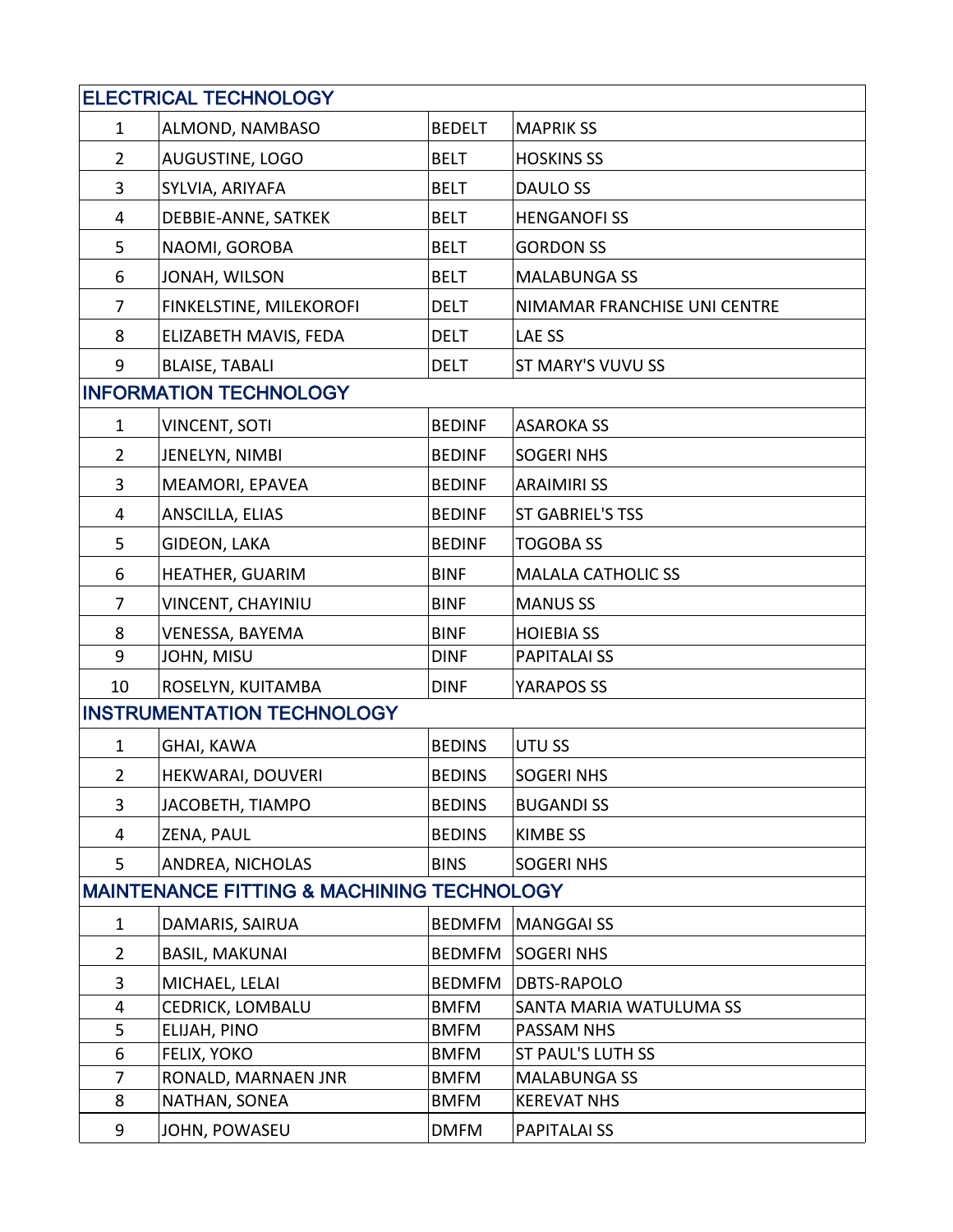| ELECTRICAL TECHNOLOGY | | | |
|---|---|---|---|
| 1 | ALMOND, NAMBASO | BEDELT | MAPRIK SS |
| 2 | AUGUSTINE, LOGO | BELT | HOSKINS SS |
| 3 | SYLVIA, ARIYAFA | BELT | DAULO SS |
| 4 | DEBBIE-ANNE, SATKEK | BELT | HENGANOFI SS |
| 5 | NAOMI, GOROBA | BELT | GORDON SS |
| 6 | JONAH, WILSON | BELT | MALABUNGA SS |
| 7 | FINKELSTINE, MILEKOROFI | DELT | NIMAMAR FRANCHISE UNI CENTRE |
| 8 | ELIZABETH MAVIS, FEDA | DELT | LAE SS |
| 9 | BLAISE, TABALI | DELT | ST MARY'S VUVU SS |
| **INFORMATION TECHNOLOGY** | | | |
| 1 | VINCENT, SOTI | BEDINF | ASAROKA SS |
| 2 | JENELYN, NIMBI | BEDINF | SOGERI NHS |
| 3 | MEAMORI, EPAVEA | BEDINF | ARAIMIRI SS |
| 4 | ANSCILLA, ELIAS | BEDINF | ST GABRIEL'S TSS |
| 5 | GIDEON, LAKA | BEDINF | TOGOBA SS |
| 6 | HEATHER, GUARIM | BINF | MALALA CATHOLIC SS |
| 7 | VINCENT, CHAYINIU | BINF | MANUS SS |
| 8 | VENESSA, BAYEMA | BINF | HOIEBIA SS |
| 9 | JOHN, MISU | DINF | PAPITALAI SS |
| 10 | ROSELYN, KUITAMBA | DINF | YARAPOS SS |
| **INSTRUMENTATION TECHNOLOGY** | | | |
| 1 | GHAI, KAWA | BEDINS | UTU SS |
| 2 | HEKWARAI, DOUVERI | BEDINS | SOGERI NHS |
| 3 | JACOBETH, TIAMPO | BEDINS | BUGANDI SS |
| 4 | ZENA, PAUL | BEDINS | KIMBE SS |
| 5 | ANDREA, NICHOLAS | BINS | SOGERI NHS |
| **MAINTENANCE FITTING & MACHINING TECHNOLOGY** | | | |
| 1 | DAMARIS, SAIRUA | BEDMFM | MANGGAI SS |
| 2 | BASIL, MAKUNAI | BEDMFM | SOGERI NHS |
| 3 | MICHAEL, LELAI | BEDMFM | DBTS-RAPOLO |
| 4 | CEDRICK, LOMBALU | BMFM | SANTA MARIA WATULUMA SS |
| 5 | ELIJAH, PINO | BMFM | PASSAM NHS |
| 6 | FELIX, YOKO | BMFM | ST PAUL'S LUTH SS |
| 7 | RONALD, MARNAEN JNR | BMFM | MALABUNGA SS |
| 8 | NATHAN, SONEA | BMFM | KEREVAT NHS |
| 9 | JOHN, POWASEU | DMFM | PAPITALAI SS |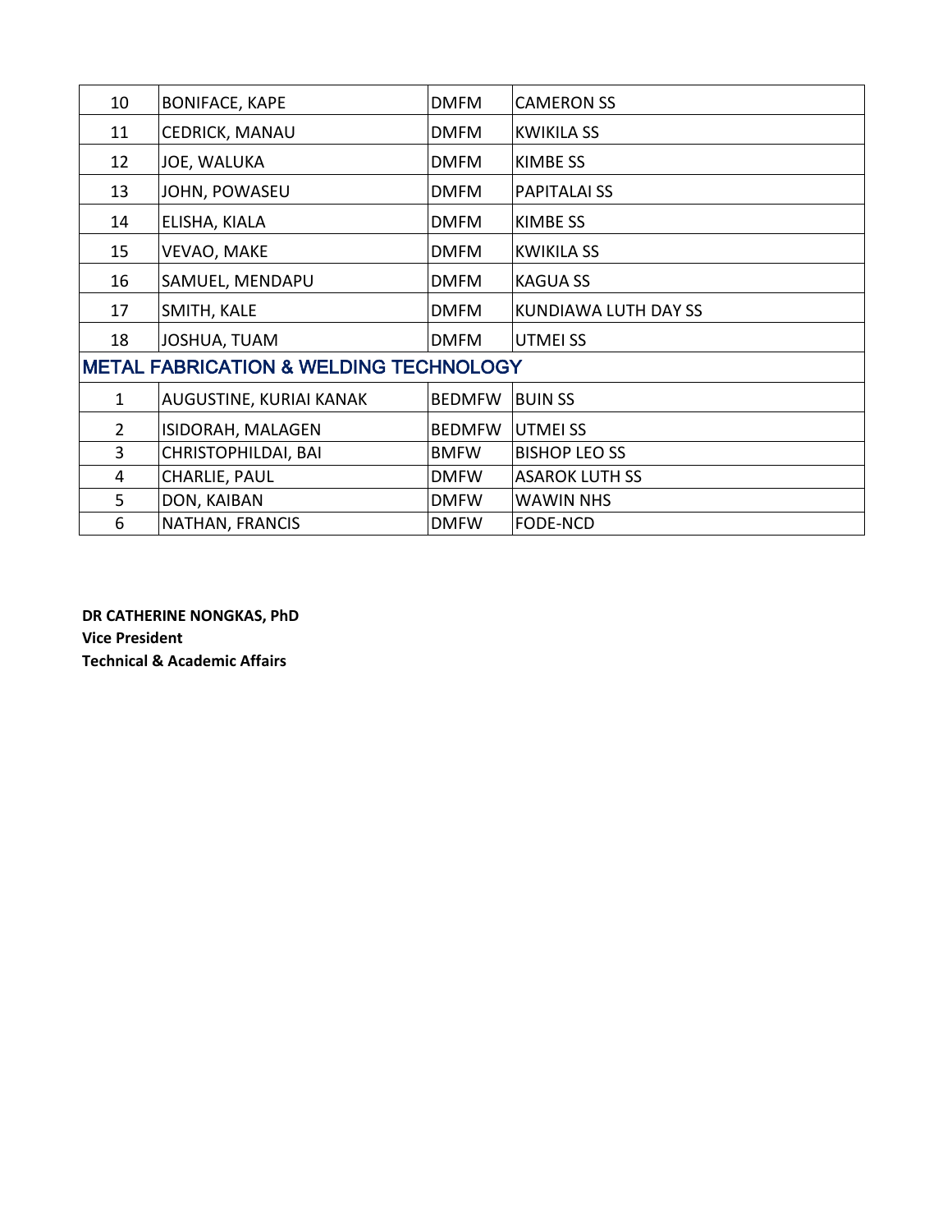| | | | |
|---|---|---|---|
| 10 | BONIFACE, KAPE | DMFM | CAMERON SS |
| 11 | CEDRICK, MANAU | DMFM | KWIKILA SS |
| 12 | JOE, WALUKA | DMFM | KIMBE SS |
| 13 | JOHN, POWASEU | DMFM | PAPITALAI SS |
| 14 | ELISHA, KIALA | DMFM | KIMBE SS |
| 15 | VEVAO, MAKE | DMFM | KWIKILA SS |
| 16 | SAMUEL, MENDAPU | DMFM | KAGUA SS |
| 17 | SMITH, KALE | DMFM | KUNDIAWA LUTH DAY SS |
| 18 | JOSHUA, TUAM | DMFM | UTMEI SS |
| **METAL FABRICATION & WELDING TECHNOLOGY** | | | |
| 1 | AUGUSTINE, KURIAI KANAK | BEDMFW | BUIN SS |
| 2 | ISIDORAH, MALAGEN | BEDMFW | UTMEI SS |
| 3 | CHRISTOPHILDAI, BAI | BMFW | BISHOP LEO SS |
| 4 | CHARLIE, PAUL | DMFW | ASAROK LUTH SS |
| 5 | DON, KAIBAN | DMFW | WAWIN NHS |
| 6 | NATHAN, FRANCIS | DMFW | FODE-NCD |

**DR CATHERINE NONGKAS, PhD**
**Vice President**
**Technical & Academic Affairs**